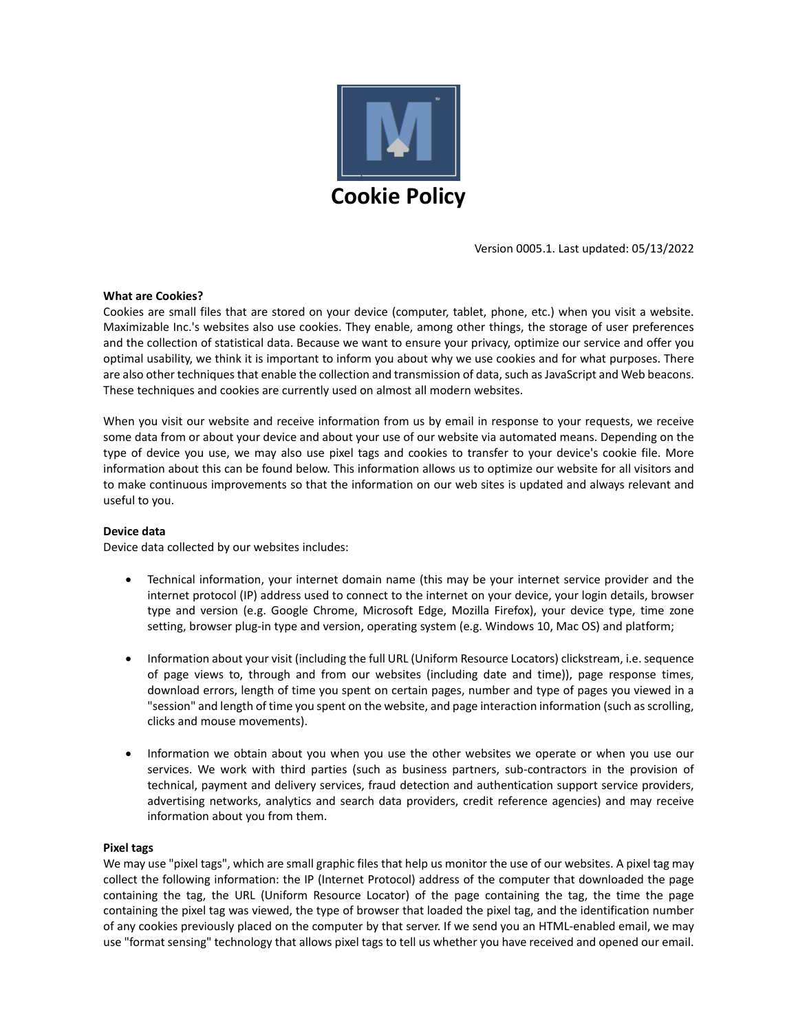# Cookie Policy

Version 0005.1. Last updated: 05/13/2022

**What are Cookies?**

Cookies are small files that are stored on your device (computer, tablet, phone, etc.) when you visit a website. Maximizable Inc.'s websites also use cookies. They enable, among other things, the storage of user preferences and the collection of statistical data. Because we want to ensure your privacy, optimize our service and offer you optimal usability, we think it is important to inform you about why we use cookies and for what purposes. There are also other techniques that enable the collection and transmission of data, such as JavaScript and Web beacons. These techniques and cookies are currently used on almost all modern websites.

When you visit our website and receive information from us by email in response to your requests, we receive some data from or about your device and about your use of our website via automated means. Depending on the type of device you use, we may also use pixel tags and cookies to transfer to your device's cookie file. More information about this can be found below. This information allows us to optimize our website for all visitors and to make continuous improvements so that the information on our web sites is updated and always relevant and useful to you.

**Device data**

Device data collected by our websites includes:

- Technical information, your internet domain name (this may be your internet service provider and the internet protocol (IP) address used to connect to the internet on your device, your login details, browser type and version (e.g. Google Chrome, Microsoft Edge, Mozilla Firefox), your device type, time zone setting, browser plug-in type and version, operating system (e.g. Windows 10, Mac OS) and platform;

- Information about your visit (including the full URL (Uniform Resource Locators) clickstream, i.e. sequence of page views to, through and from our websites (including date and time)), page response times, download errors, length of time you spent on certain pages, number and type of pages you viewed in a "session" and length of time you spent on the website, and page interaction information (such as scrolling, clicks and mouse movements).

- Information we obtain about you when you use the other websites we operate or when you use our services. We work with third parties (such as business partners, sub-contractors in the provision of technical, payment and delivery services, fraud detection and authentication support service providers, advertising networks, analytics and search data providers, credit reference agencies) and may receive information about you from them.

**Pixel tags**

We may use "pixel tags", which are small graphic files that help us monitor the use of our websites. A pixel tag may collect the following information: the IP (Internet Protocol) address of the computer that downloaded the page containing the tag, the URL (Uniform Resource Locator) of the page containing the tag, the time the page containing the pixel tag was viewed, the type of browser that loaded the pixel tag, and the identification number of any cookies previously placed on the computer by that server. If we send you an HTML-enabled email, we may use "format sensing" technology that allows pixel tags to tell us whether you have received and opened our email.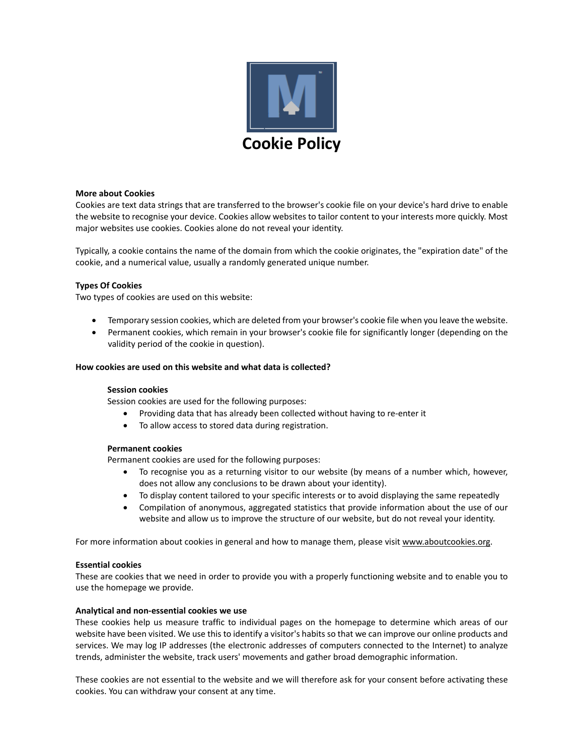# Cookie Policy

**More about Cookies**
Cookies are text data strings that are transferred to the browser's cookie file on your device's hard drive to enable the website to recognise your device. Cookies allow websites to tailor content to your interests more quickly. Most major websites use cookies. Cookies alone do not reveal your identity.

Typically, a cookie contains the name of the domain from which the cookie originates, the "expiration date" of the cookie, and a numerical value, usually a randomly generated unique number.

**Types Of Cookies**
Two types of cookies are used on this website:

- Temporary session cookies, which are deleted from your browser's cookie file when you leave the website.
- Permanent cookies, which remain in your browser's cookie file for significantly longer (depending on the validity period of the cookie in question).

**How cookies are used on this website and what data is collected?**

**Session cookies**
Session cookies are used for the following purposes:

- Providing data that has already been collected without having to re-enter it
- To allow access to stored data during registration.

**Permanent cookies**
Permanent cookies are used for the following purposes:

- To recognise you as a returning visitor to our website (by means of a number which, however, does not allow any conclusions to be drawn about your identity).
- To display content tailored to your specific interests or to avoid displaying the same repeatedly
- Compilation of anonymous, aggregated statistics that provide information about the use of our website and allow us to improve the structure of our website, but do not reveal your identity.

For more information about cookies in general and how to manage them, please visit www.aboutcookies.org.

**Essential cookies**
These are cookies that we need in order to provide you with a properly functioning website and to enable you to use the homepage we provide.

**Analytical and non-essential cookies we use**
These cookies help us measure traffic to individual pages on the homepage to determine which areas of our website have been visited. We use this to identify a visitor's habits so that we can improve our online products and services. We may log IP addresses (the electronic addresses of computers connected to the Internet) to analyze trends, administer the website, track users' movements and gather broad demographic information.

These cookies are not essential to the website and we will therefore ask for your consent before activating these cookies. You can withdraw your consent at any time.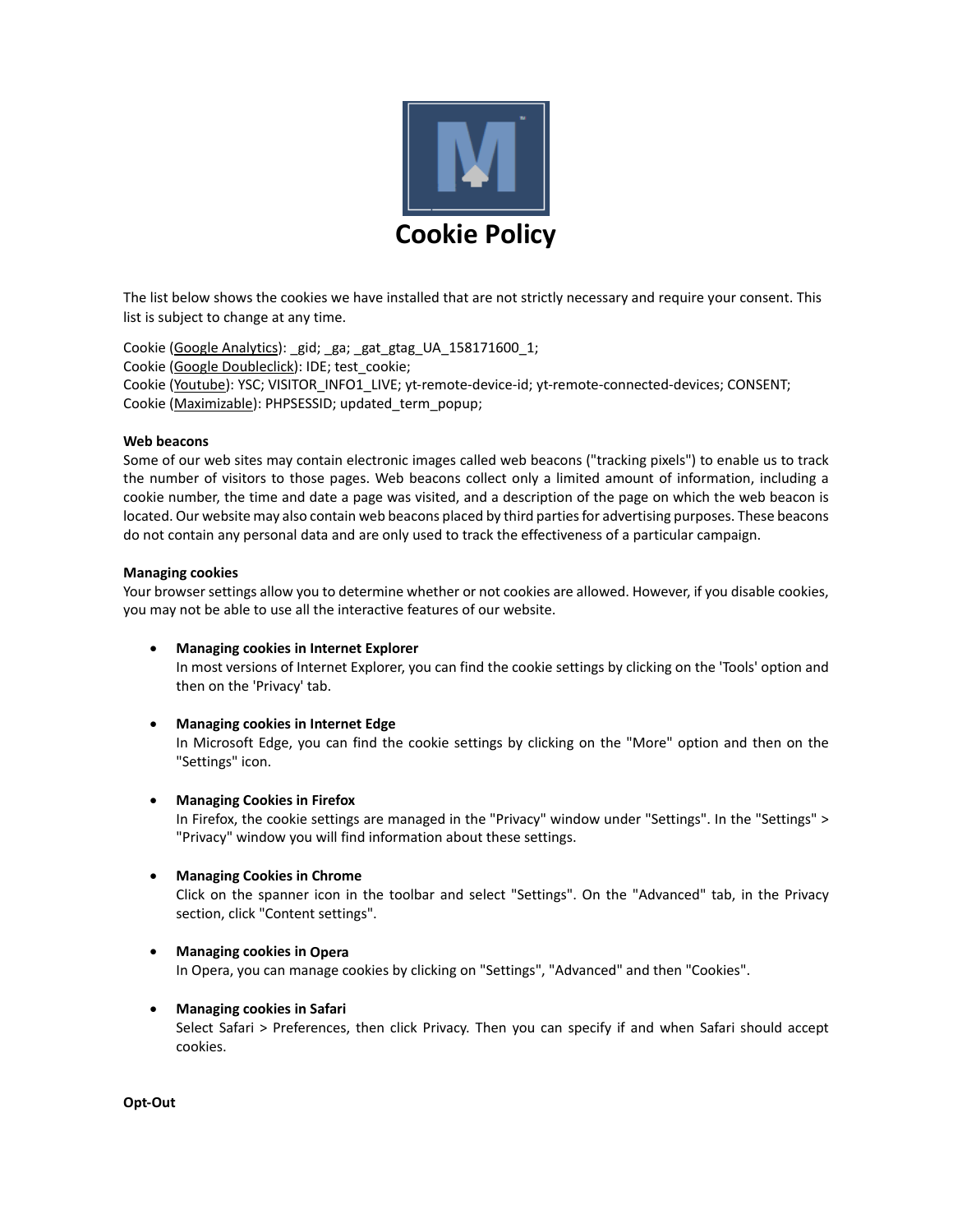# Cookie Policy

The list below shows the cookies we have installed that are not strictly necessary and require your consent. This list is subject to change at any time.

Cookie (Google Analytics): _gid; _ga; _gat_gtag_UA_158171600_1;
Cookie (Google Doubleclick): IDE; test_cookie;
Cookie (Youtube): YSC; VISITOR_INFO1_LIVE; yt-remote-device-id; yt-remote-connected-devices; CONSENT;
Cookie (Maximizable): PHPSESSID; updated_term_popup;

**Web beacons**
Some of our web sites may contain electronic images called web beacons ("tracking pixels") to enable us to track the number of visitors to those pages. Web beacons collect only a limited amount of information, including a cookie number, the time and date a page was visited, and a description of the page on which the web beacon is located. Our website may also contain web beacons placed by third parties for advertising purposes. These beacons do not contain any personal data and are only used to track the effectiveness of a particular campaign.

**Managing cookies**
Your browser settings allow you to determine whether or not cookies are allowed. However, if you disable cookies, you may not be able to use all the interactive features of our website.

- **Managing cookies in Internet Explorer**
  In most versions of Internet Explorer, you can find the cookie settings by clicking on the 'Tools' option and then on the 'Privacy' tab.

- **Managing cookies in Internet Edge**
  In Microsoft Edge, you can find the cookie settings by clicking on the "More" option and then on the "Settings" icon.

- **Managing Cookies in Firefox**
  In Firefox, the cookie settings are managed in the "Privacy" window under "Settings". In the "Settings" > "Privacy" window you will find information about these settings.

- **Managing Cookies in Chrome**
  Click on the spanner icon in the toolbar and select "Settings". On the "Advanced" tab, in the Privacy section, click "Content settings".

- **Managing cookies in Opera**
  In Opera, you can manage cookies by clicking on "Settings", "Advanced" and then "Cookies".

- **Managing cookies in Safari**
  Select Safari > Preferences, then click Privacy. Then you can specify if and when Safari should accept cookies.

**Opt-Out**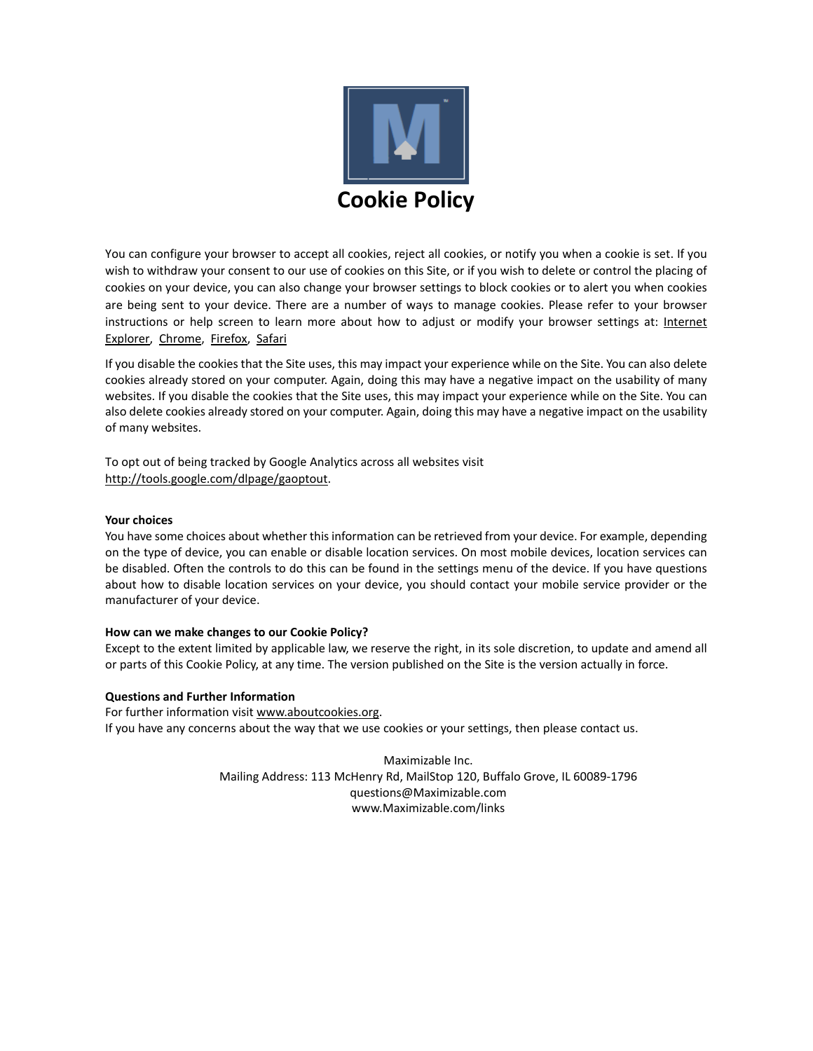# Cookie Policy

You can configure your browser to accept all cookies, reject all cookies, or notify you when a cookie is set. If you wish to withdraw your consent to our use of cookies on this Site, or if you wish to delete or control the placing of cookies on your device, you can also change your browser settings to block cookies or to alert you when cookies are being sent to your device. There are a number of ways to manage cookies. Please refer to your browser instructions or help screen to learn more about how to adjust or modify your browser settings at: Internet Explorer, Chrome, Firefox, Safari

If you disable the cookies that the Site uses, this may impact your experience while on the Site. You can also delete cookies already stored on your computer. Again, doing this may have a negative impact on the usability of many websites. If you disable the cookies that the Site uses, this may impact your experience while on the Site. You can also delete cookies already stored on your computer. Again, doing this may have a negative impact on the usability of many websites.

To opt out of being tracked by Google Analytics across all websites visit http://tools.google.com/dlpage/gaoptout.

**Your choices**
You have some choices about whether this information can be retrieved from your device. For example, depending on the type of device, you can enable or disable location services. On most mobile devices, location services can be disabled. Often the controls to do this can be found in the settings menu of the device. If you have questions about how to disable location services on your device, you should contact your mobile service provider or the manufacturer of your device.

**How can we make changes to our Cookie Policy?**
Except to the extent limited by applicable law, we reserve the right, in its sole discretion, to update and amend all or parts of this Cookie Policy, at any time. The version published on the Site is the version actually in force.

**Questions and Further Information**
For further information visit www.aboutcookies.org.
If you have any concerns about the way that we use cookies or your settings, then please contact us.

Maximizable Inc.
Mailing Address: 113 McHenry Rd, MailStop 120, Buffalo Grove, IL 60089-1796
questions@Maximizable.com
www.Maximizable.com/links